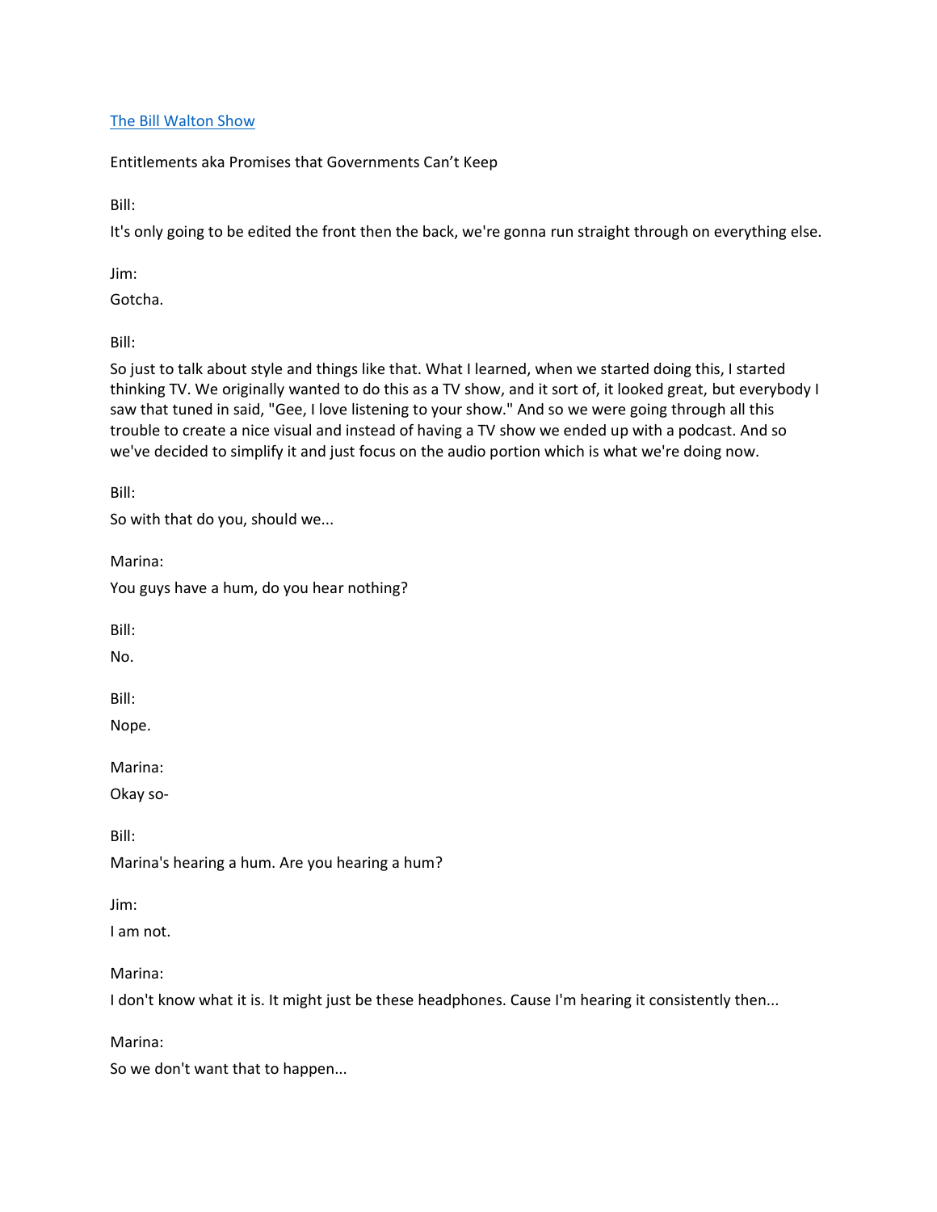[The Bill Walton Show]

Entitlements aka Promises that Governments Can't Keep

Bill:

It's only going to be edited the front then the back, we're gonna run straight through on everything else.

Jim:

Gotcha.

Bill:

So just to talk about style and things like that. What I learned, when we started doing this, I started thinking TV. We originally wanted to do this as a TV show, and it sort of, it looked great, but everybody I saw that tuned in said, "Gee, I love listening to your show." And so we were going through all this trouble to create a nice visual and instead of having a TV show we ended up with a podcast. And so we've decided to simplify it and just focus on the audio portion which is what we're doing now.

Bill:

So with that do you, should we...

Marina:

You guys have a hum, do you hear nothing?

Bill:

No.

Bill:

Nope.

Marina:

Okay so-

Bill:

Marina's hearing a hum. Are you hearing a hum?

Jim:

I am not.

Marina:

I don't know what it is. It might just be these headphones. Cause I'm hearing it consistently then...

Marina:

So we don't want that to happen...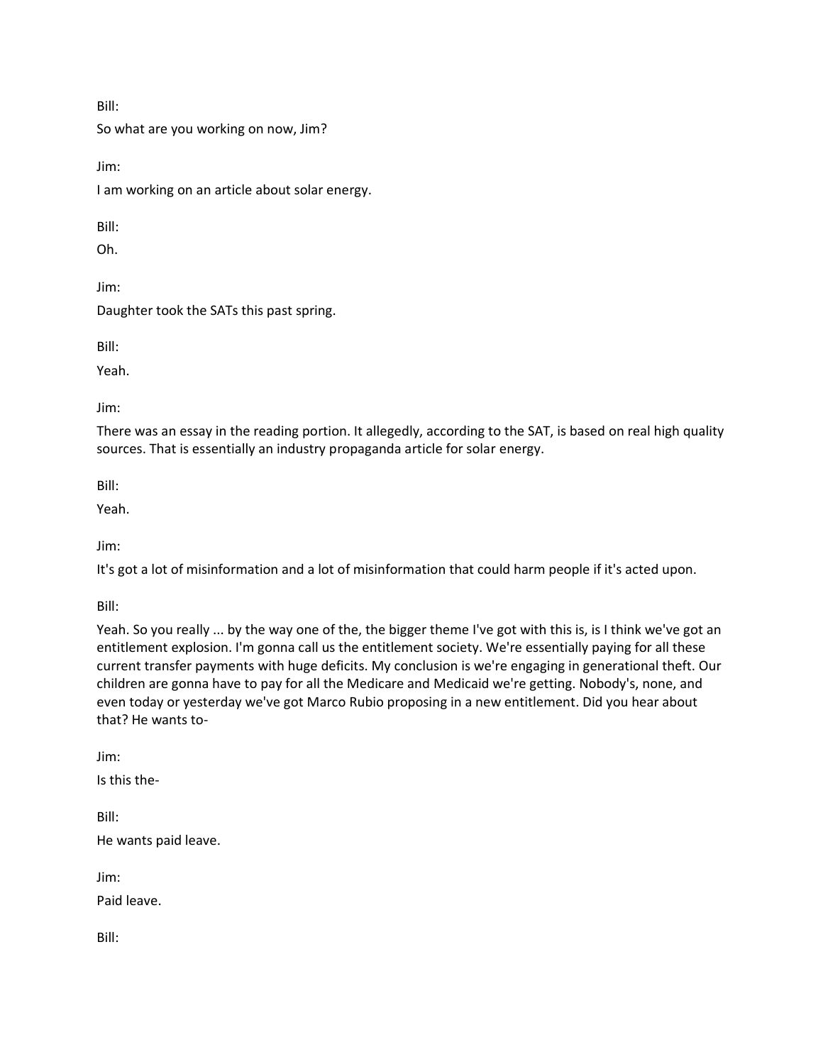Bill:

So what are you working on now, Jim?

Jim:

I am working on an article about solar energy.

Bill:

Oh.

Jim:

Daughter took the SATs this past spring.

Bill:

Yeah.

Jim:

There was an essay in the reading portion. It allegedly, according to the SAT, is based on real high quality sources. That is essentially an industry propaganda article for solar energy.

Bill:

Yeah.

Jim:

It's got a lot of misinformation and a lot of misinformation that could harm people if it's acted upon.

Bill:

Yeah. So you really ... by the way one of the, the bigger theme I've got with this is, is I think we've got an entitlement explosion. I'm gonna call us the entitlement society. We're essentially paying for all these current transfer payments with huge deficits. My conclusion is we're engaging in generational theft. Our children are gonna have to pay for all the Medicare and Medicaid we're getting. Nobody's, none, and even today or yesterday we've got Marco Rubio proposing in a new entitlement. Did you hear about that? He wants to-

Jim:

Is this the-

Bill:

He wants paid leave.

Jim:

Paid leave.

Bill: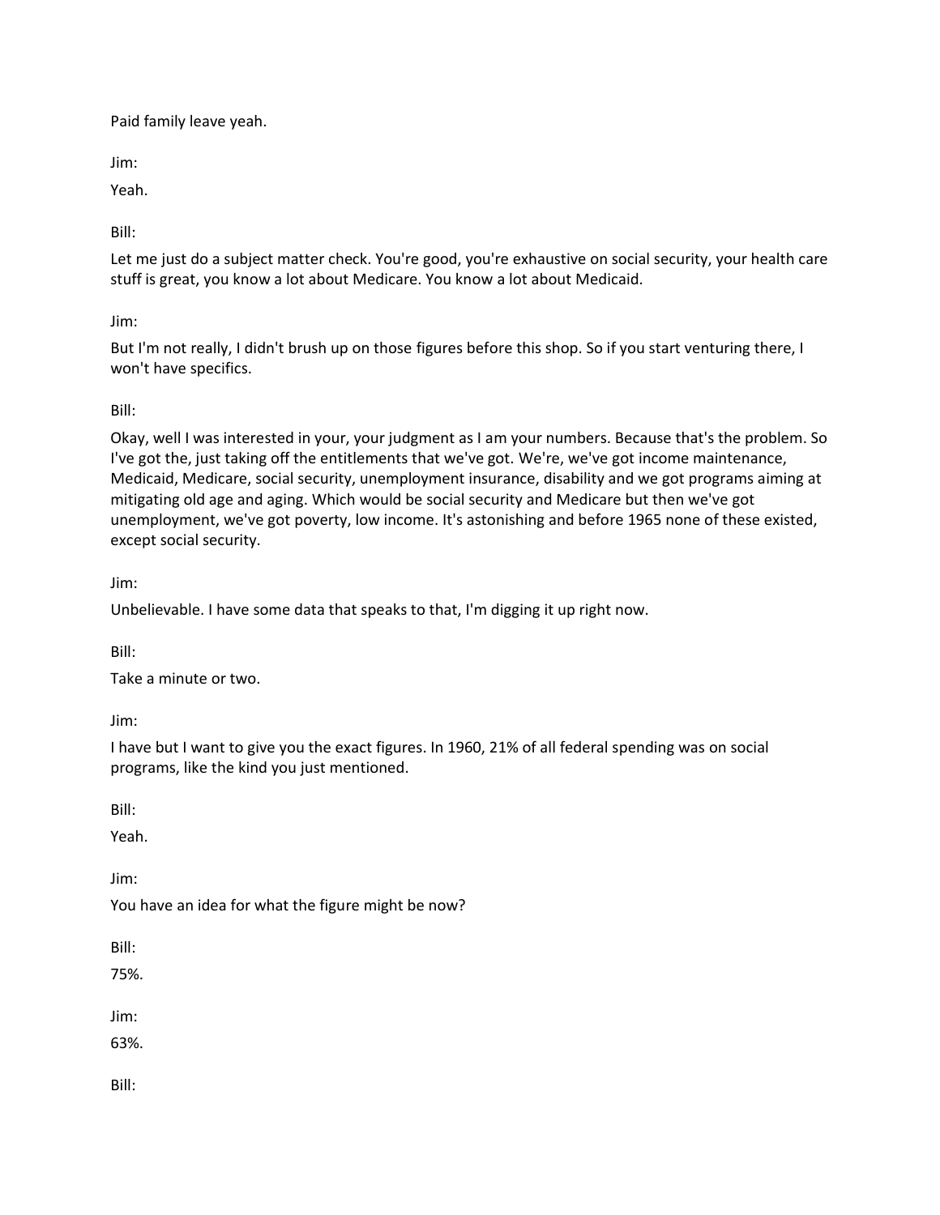Paid family leave yeah.

Jim:

Yeah.

Bill:

Let me just do a subject matter check. You're good, you're exhaustive on social security, your health care stuff is great, you know a lot about Medicare. You know a lot about Medicaid.

Jim:

But I'm not really, I didn't brush up on those figures before this shop. So if you start venturing there, I won't have specifics.

Bill:

Okay, well I was interested in your, your judgment as I am your numbers. Because that's the problem. So I've got the, just taking off the entitlements that we've got. We're, we've got income maintenance, Medicaid, Medicare, social security, unemployment insurance, disability and we got programs aiming at mitigating old age and aging. Which would be social security and Medicare but then we've got unemployment, we've got poverty, low income. It's astonishing and before 1965 none of these existed, except social security.

Jim:

Unbelievable. I have some data that speaks to that, I'm digging it up right now.

Bill:

Take a minute or two.

Jim:

I have but I want to give you the exact figures. In 1960, 21% of all federal spending was on social programs, like the kind you just mentioned.

Bill:

Yeah.

Jim:

You have an idea for what the figure might be now?

Bill:

75%.

Jim:

63%.

Bill: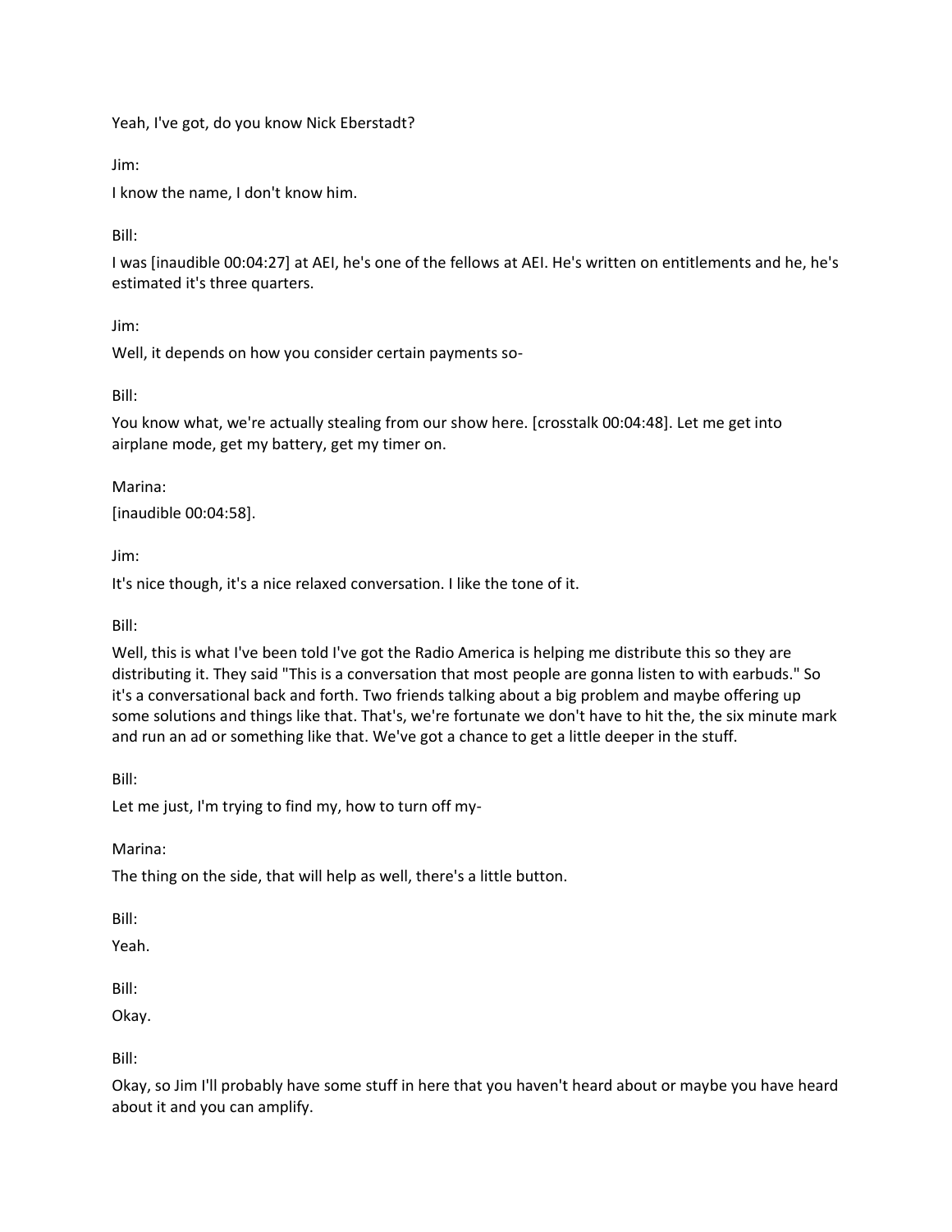Yeah, I've got, do you know Nick Eberstadt?

Jim:

I know the name, I don't know him.

Bill:

I was [inaudible 00:04:27] at AEI, he's one of the fellows at AEI. He's written on entitlements and he, he's estimated it's three quarters.

Jim:

Well, it depends on how you consider certain payments so-

Bill:

You know what, we're actually stealing from our show here. [crosstalk 00:04:48]. Let me get into airplane mode, get my battery, get my timer on.

Marina:

[inaudible 00:04:58].

Jim:

It's nice though, it's a nice relaxed conversation. I like the tone of it.

Bill:

Well, this is what I've been told I've got the Radio America is helping me distribute this so they are distributing it. They said "This is a conversation that most people are gonna listen to with earbuds." So it's a conversational back and forth. Two friends talking about a big problem and maybe offering up some solutions and things like that. That's, we're fortunate we don't have to hit the, the six minute mark and run an ad or something like that. We've got a chance to get a little deeper in the stuff.

Bill:

Let me just, I'm trying to find my, how to turn off my-

Marina:

The thing on the side, that will help as well, there's a little button.

Bill:

Yeah.

Bill:

Okay.

Bill:

Okay, so Jim I'll probably have some stuff in here that you haven't heard about or maybe you have heard about it and you can amplify.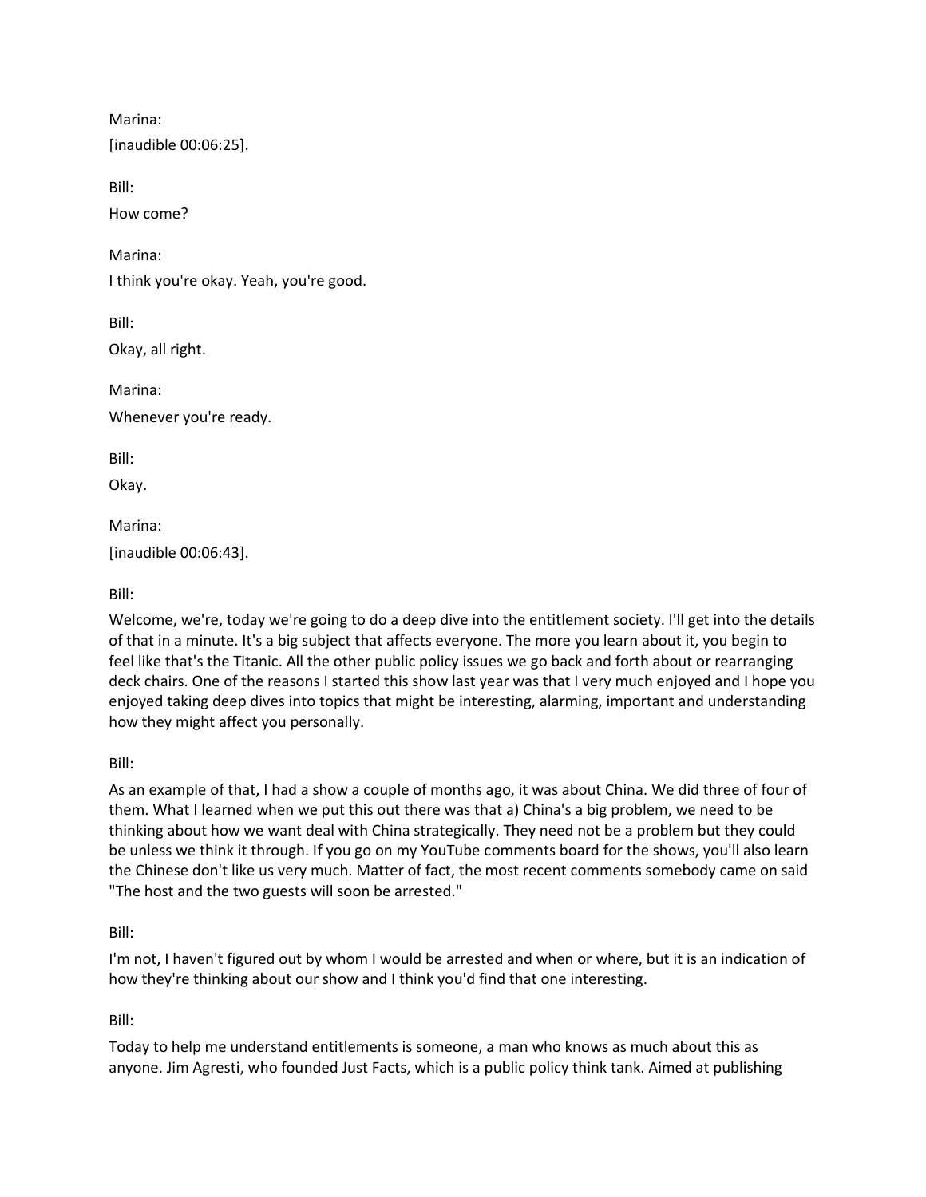Marina:

[inaudible 00:06:25].

Bill:

How come?

Marina:

I think you're okay. Yeah, you're good.

Bill:

Okay, all right.

Marina:

Whenever you're ready.

Bill:

Okay.

Marina:

[inaudible 00:06:43].

Bill:

Welcome, we're, today we're going to do a deep dive into the entitlement society. I'll get into the details of that in a minute. It's a big subject that affects everyone. The more you learn about it, you begin to feel like that's the Titanic. All the other public policy issues we go back and forth about or rearranging deck chairs. One of the reasons I started this show last year was that I very much enjoyed and I hope you enjoyed taking deep dives into topics that might be interesting, alarming, important and understanding how they might affect you personally.

Bill:

As an example of that, I had a show a couple of months ago, it was about China. We did three of four of them. What I learned when we put this out there was that a) China's a big problem, we need to be thinking about how we want deal with China strategically. They need not be a problem but they could be unless we think it through. If you go on my YouTube comments board for the shows, you'll also learn the Chinese don't like us very much. Matter of fact, the most recent comments somebody came on said "The host and the two guests will soon be arrested."

Bill:

I'm not, I haven't figured out by whom I would be arrested and when or where, but it is an indication of how they're thinking about our show and I think you'd find that one interesting.

Bill:

Today to help me understand entitlements is someone, a man who knows as much about this as anyone. Jim Agresti, who founded Just Facts, which is a public policy think tank. Aimed at publishing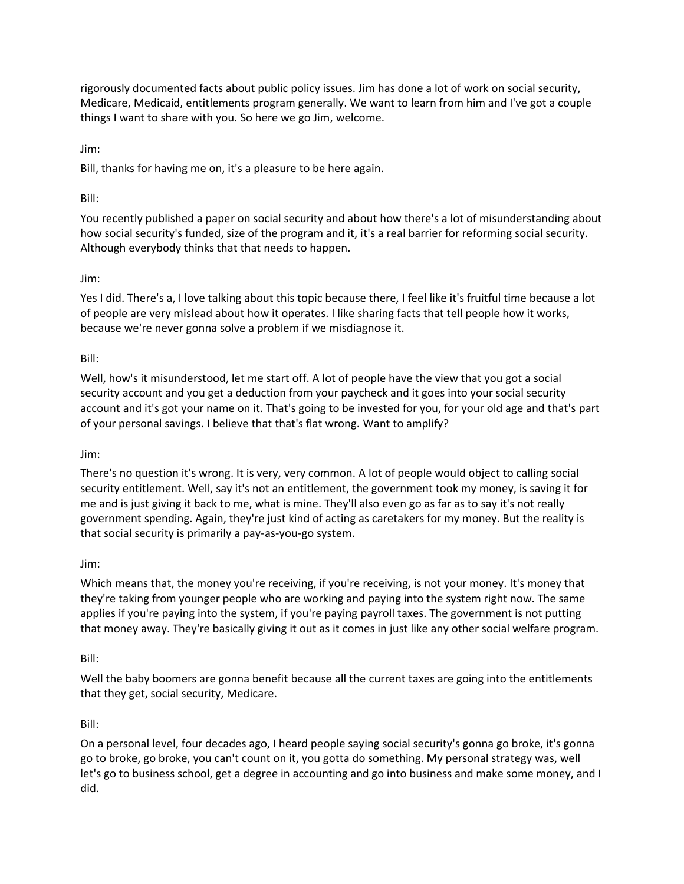rigorously documented facts about public policy issues. Jim has done a lot of work on social security, Medicare, Medicaid, entitlements program generally. We want to learn from him and I've got a couple things I want to share with you. So here we go Jim, welcome.

Jim:

Bill, thanks for having me on, it's a pleasure to be here again.

Bill:

You recently published a paper on social security and about how there's a lot of misunderstanding about how social security's funded, size of the program and it, it's a real barrier for reforming social security. Although everybody thinks that that needs to happen.

Jim:

Yes I did. There's a, I love talking about this topic because there, I feel like it's fruitful time because a lot of people are very mislead about how it operates. I like sharing facts that tell people how it works, because we're never gonna solve a problem if we misdiagnose it.

Bill:

Well, how's it misunderstood, let me start off. A lot of people have the view that you got a social security account and you get a deduction from your paycheck and it goes into your social security account and it's got your name on it. That's going to be invested for you, for your old age and that's part of your personal savings. I believe that that's flat wrong. Want to amplify?

Jim:

There's no question it's wrong. It is very, very common. A lot of people would object to calling social security entitlement. Well, say it's not an entitlement, the government took my money, is saving it for me and is just giving it back to me, what is mine. They'll also even go as far as to say it's not really government spending. Again, they're just kind of acting as caretakers for my money. But the reality is that social security is primarily a pay-as-you-go system.

Jim:

Which means that, the money you're receiving, if you're receiving, is not your money. It's money that they're taking from younger people who are working and paying into the system right now. The same applies if you're paying into the system, if you're paying payroll taxes. The government is not putting that money away. They're basically giving it out as it comes in just like any other social welfare program.

Bill:

Well the baby boomers are gonna benefit because all the current taxes are going into the entitlements that they get, social security, Medicare.

Bill:

On a personal level, four decades ago, I heard people saying social security's gonna go broke, it's gonna go to broke, go broke, you can't count on it, you gotta do something. My personal strategy was, well let's go to business school, get a degree in accounting and go into business and make some money, and I did.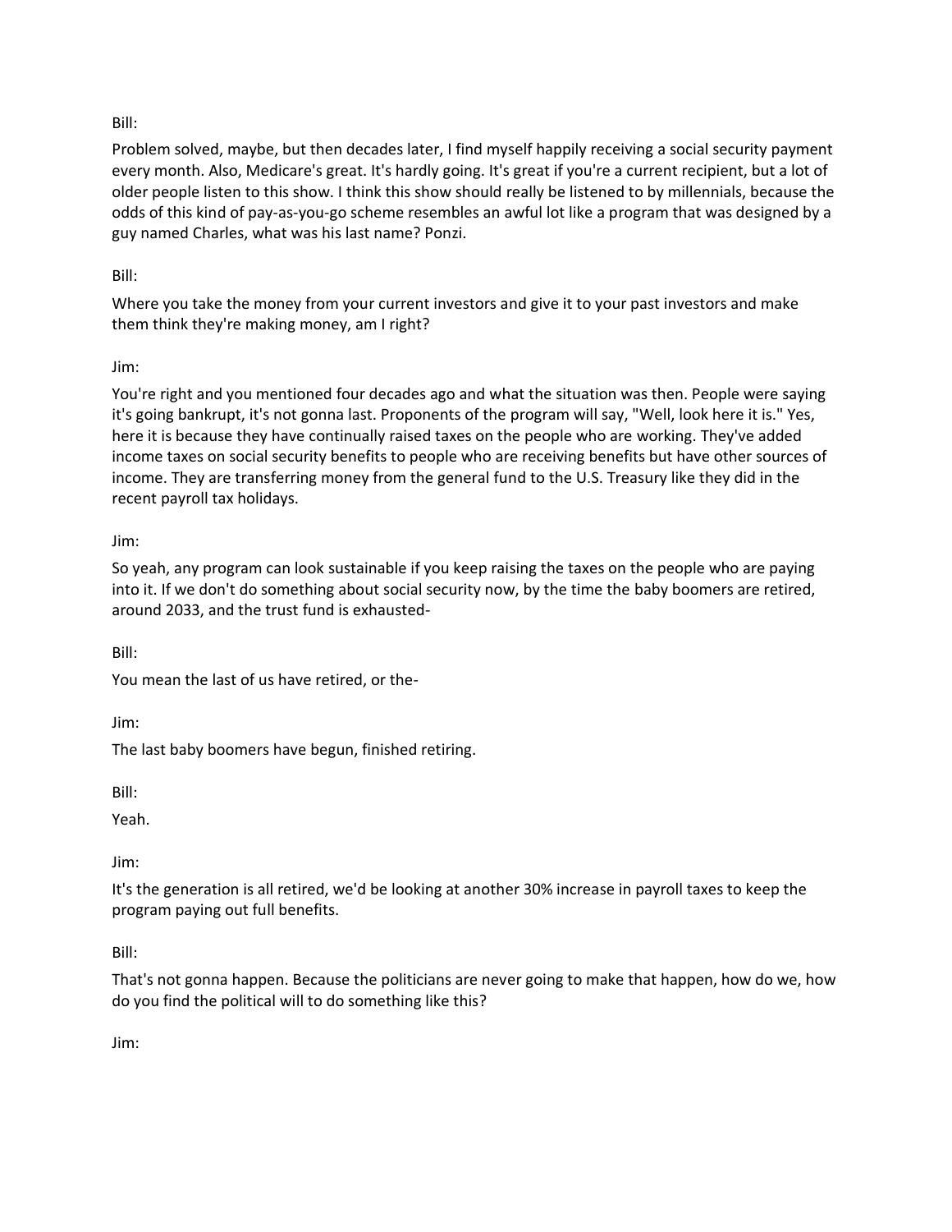Bill:

Problem solved, maybe, but then decades later, I find myself happily receiving a social security payment every month. Also, Medicare's great. It's hardly going. It's great if you're a current recipient, but a lot of older people listen to this show. I think this show should really be listened to by millennials, because the odds of this kind of pay-as-you-go scheme resembles an awful lot like a program that was designed by a guy named Charles, what was his last name? Ponzi.

Bill:

Where you take the money from your current investors and give it to your past investors and make them think they're making money, am I right?

Jim:

You're right and you mentioned four decades ago and what the situation was then. People were saying it's going bankrupt, it's not gonna last. Proponents of the program will say, "Well, look here it is." Yes, here it is because they have continually raised taxes on the people who are working. They've added income taxes on social security benefits to people who are receiving benefits but have other sources of income. They are transferring money from the general fund to the U.S. Treasury like they did in the recent payroll tax holidays.

Jim:

So yeah, any program can look sustainable if you keep raising the taxes on the people who are paying into it. If we don't do something about social security now, by the time the baby boomers are retired, around 2033, and the trust fund is exhausted-

Bill:

You mean the last of us have retired, or the-

Jim:

The last baby boomers have begun, finished retiring.

Bill:

Yeah.

Jim:

It's the generation is all retired, we'd be looking at another 30% increase in payroll taxes to keep the program paying out full benefits.

Bill:

That's not gonna happen. Because the politicians are never going to make that happen, how do we, how do you find the political will to do something like this?

Jim: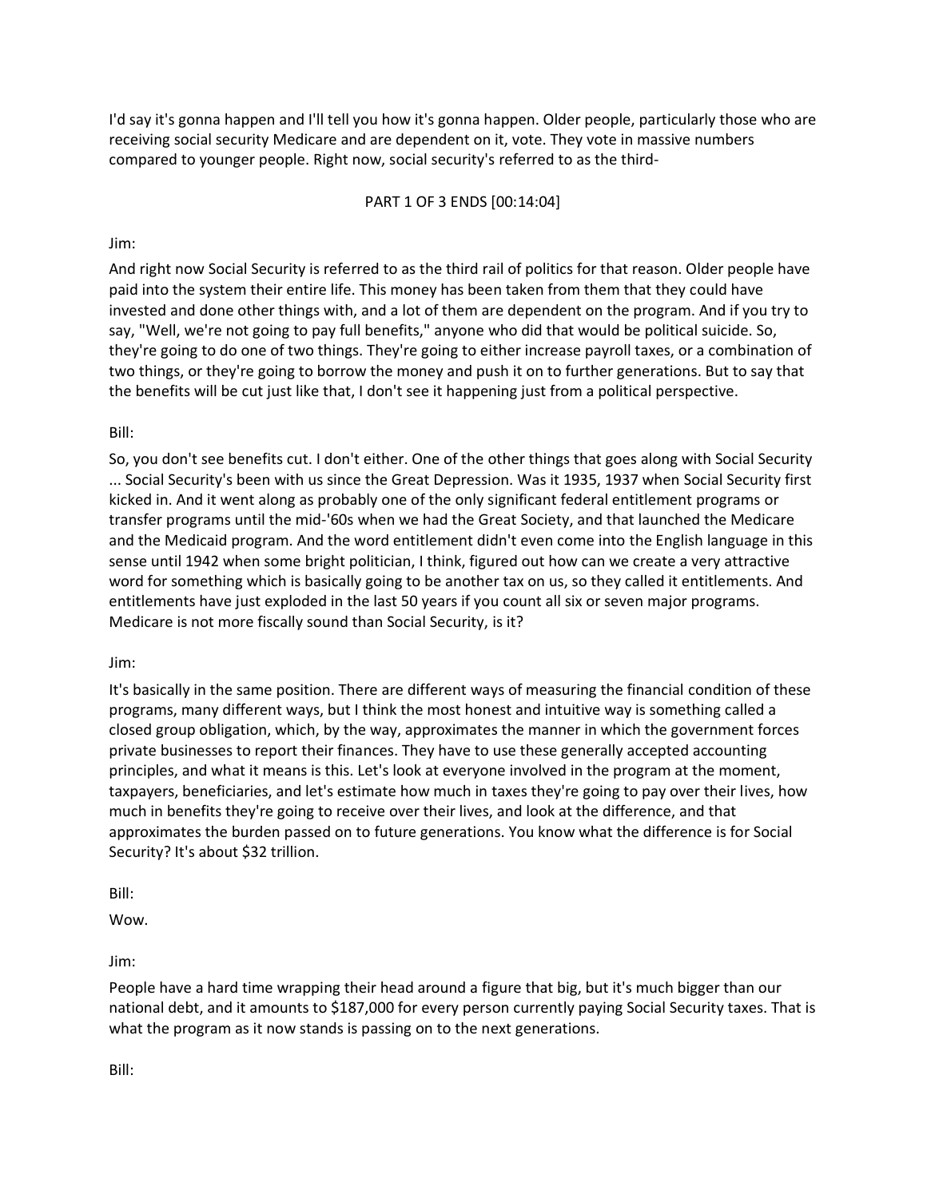I'd say it's gonna happen and I'll tell you how it's gonna happen. Older people, particularly those who are receiving social security Medicare and are dependent on it, vote. They vote in massive numbers compared to younger people. Right now, social security's referred to as the third-

PART 1 OF 3 ENDS [00:14:04]

Jim:

And right now Social Security is referred to as the third rail of politics for that reason. Older people have paid into the system their entire life. This money has been taken from them that they could have invested and done other things with, and a lot of them are dependent on the program. And if you try to say, "Well, we're not going to pay full benefits," anyone who did that would be political suicide. So, they're going to do one of two things. They're going to either increase payroll taxes, or a combination of two things, or they're going to borrow the money and push it on to further generations. But to say that the benefits will be cut just like that, I don't see it happening just from a political perspective.

Bill:

So, you don't see benefits cut. I don't either. One of the other things that goes along with Social Security ... Social Security's been with us since the Great Depression. Was it 1935, 1937 when Social Security first kicked in. And it went along as probably one of the only significant federal entitlement programs or transfer programs until the mid-'60s when we had the Great Society, and that launched the Medicare and the Medicaid program. And the word entitlement didn't even come into the English language in this sense until 1942 when some bright politician, I think, figured out how can we create a very attractive word for something which is basically going to be another tax on us, so they called it entitlements. And entitlements have just exploded in the last 50 years if you count all six or seven major programs. Medicare is not more fiscally sound than Social Security, is it?

Jim:

It's basically in the same position. There are different ways of measuring the financial condition of these programs, many different ways, but I think the most honest and intuitive way is something called a closed group obligation, which, by the way, approximates the manner in which the government forces private businesses to report their finances. They have to use these generally accepted accounting principles, and what it means is this. Let's look at everyone involved in the program at the moment, taxpayers, beneficiaries, and let's estimate how much in taxes they're going to pay over their lives, how much in benefits they're going to receive over their lives, and look at the difference, and that approximates the burden passed on to future generations. You know what the difference is for Social Security? It's about $32 trillion.

Bill:

Wow.

Jim:

People have a hard time wrapping their head around a figure that big, but it's much bigger than our national debt, and it amounts to $187,000 for every person currently paying Social Security taxes. That is what the program as it now stands is passing on to the next generations.

Bill: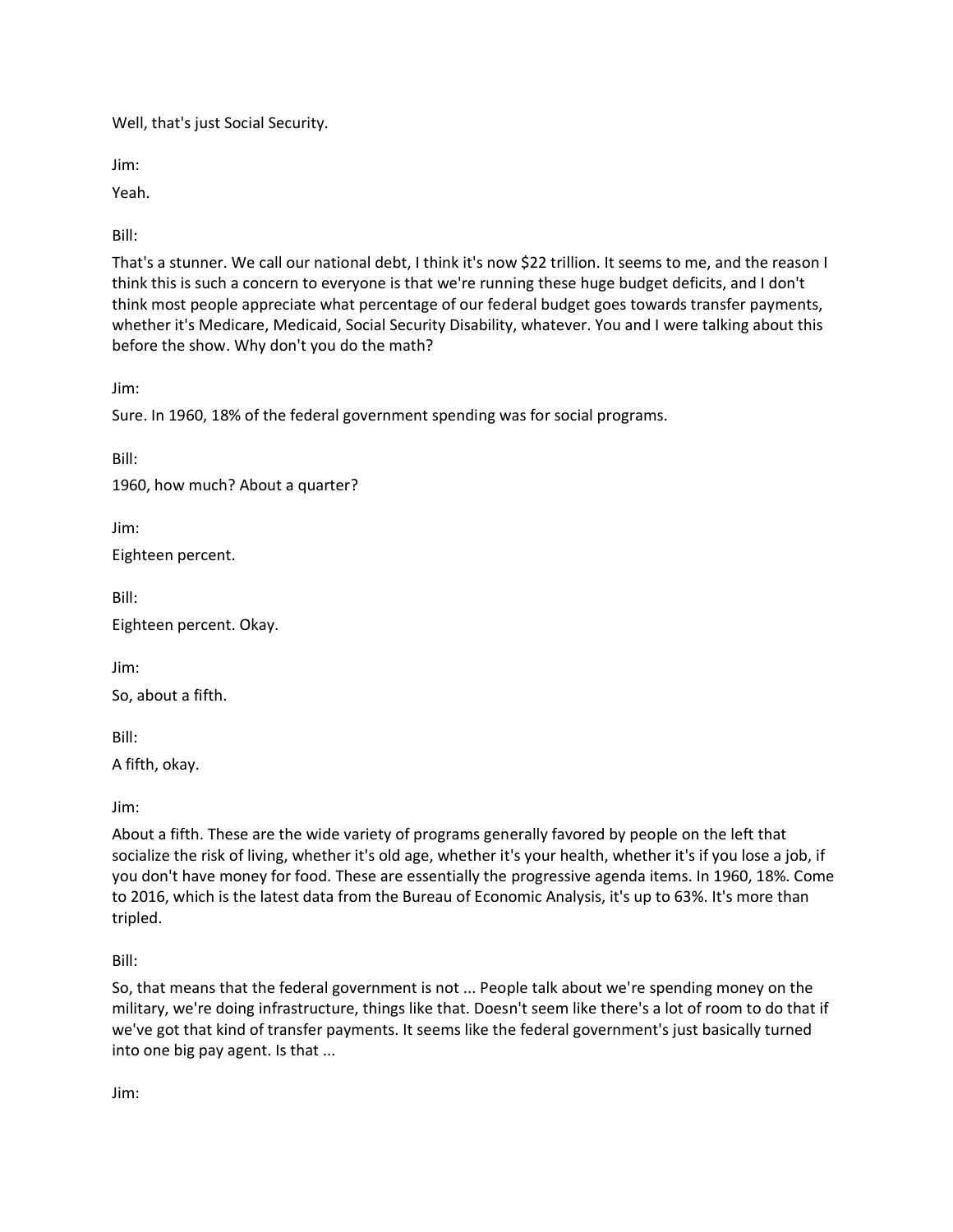Well, that's just Social Security.

Jim:

Yeah.

Bill:

That's a stunner. We call our national debt, I think it's now $22 trillion. It seems to me, and the reason I think this is such a concern to everyone is that we're running these huge budget deficits, and I don't think most people appreciate what percentage of our federal budget goes towards transfer payments, whether it's Medicare, Medicaid, Social Security Disability, whatever. You and I were talking about this before the show. Why don't you do the math?

Jim:

Sure. In 1960, 18% of the federal government spending was for social programs.

Bill:

1960, how much? About a quarter?

Jim:

Eighteen percent.

Bill:

Eighteen percent. Okay.

Jim:

So, about a fifth.

Bill:

A fifth, okay.

Jim:

About a fifth. These are the wide variety of programs generally favored by people on the left that socialize the risk of living, whether it's old age, whether it's your health, whether it's if you lose a job, if you don't have money for food. These are essentially the progressive agenda items. In 1960, 18%. Come to 2016, which is the latest data from the Bureau of Economic Analysis, it's up to 63%. It's more than tripled.

Bill:

So, that means that the federal government is not ... People talk about we're spending money on the military, we're doing infrastructure, things like that. Doesn't seem like there's a lot of room to do that if we've got that kind of transfer payments. It seems like the federal government's just basically turned into one big pay agent. Is that ...

Jim: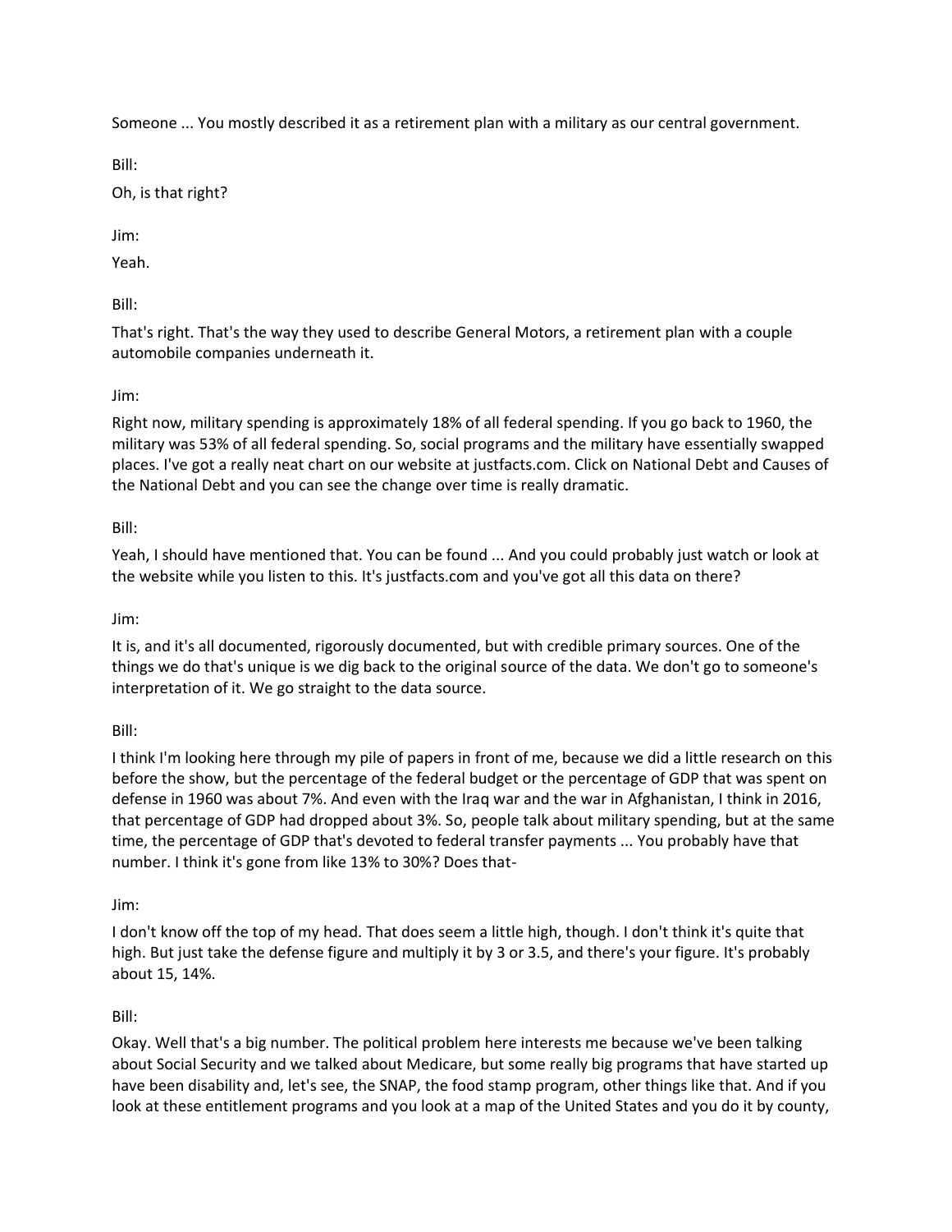Someone ... You mostly described it as a retirement plan with a military as our central government.

Bill:

Oh, is that right?

Jim:

Yeah.

Bill:

That's right. That's the way they used to describe General Motors, a retirement plan with a couple automobile companies underneath it.

Jim:

Right now, military spending is approximately 18% of all federal spending. If you go back to 1960, the military was 53% of all federal spending. So, social programs and the military have essentially swapped places. I've got a really neat chart on our website at justfacts.com. Click on National Debt and Causes of the National Debt and you can see the change over time is really dramatic.

Bill:

Yeah, I should have mentioned that. You can be found ... And you could probably just watch or look at the website while you listen to this. It's justfacts.com and you've got all this data on there?

Jim:

It is, and it's all documented, rigorously documented, but with credible primary sources. One of the things we do that's unique is we dig back to the original source of the data. We don't go to someone's interpretation of it. We go straight to the data source.

Bill:

I think I'm looking here through my pile of papers in front of me, because we did a little research on this before the show, but the percentage of the federal budget or the percentage of GDP that was spent on defense in 1960 was about 7%. And even with the Iraq war and the war in Afghanistan, I think in 2016, that percentage of GDP had dropped about 3%. So, people talk about military spending, but at the same time, the percentage of GDP that's devoted to federal transfer payments ... You probably have that number. I think it's gone from like 13% to 30%? Does that-

Jim:

I don't know off the top of my head. That does seem a little high, though. I don't think it's quite that high. But just take the defense figure and multiply it by 3 or 3.5, and there's your figure. It's probably about 15, 14%.

Bill:

Okay. Well that's a big number. The political problem here interests me because we've been talking about Social Security and we talked about Medicare, but some really big programs that have started up have been disability and, let's see, the SNAP, the food stamp program, other things like that. And if you look at these entitlement programs and you look at a map of the United States and you do it by county,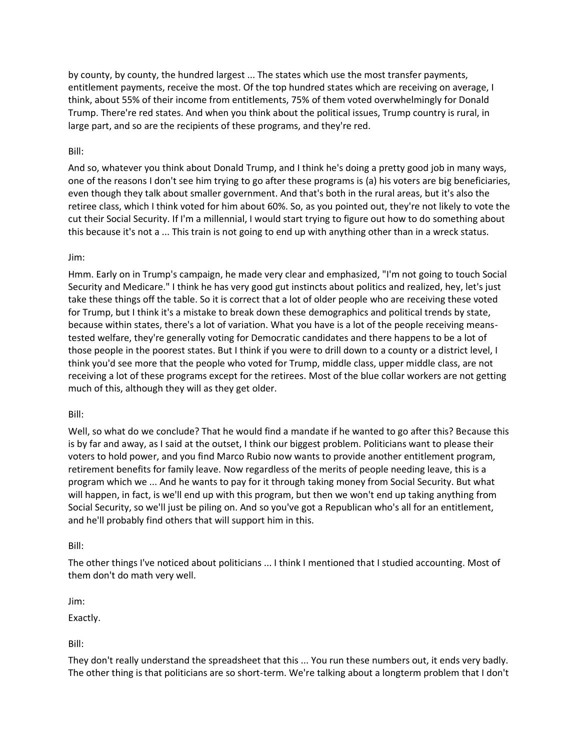by county, by county, the hundred largest ... The states which use the most transfer payments, entitlement payments, receive the most. Of the top hundred states which are receiving on average, I think, about 55% of their income from entitlements, 75% of them voted overwhelmingly for Donald Trump. There're red states. And when you think about the political issues, Trump country is rural, in large part, and so are the recipients of these programs, and they're red.

Bill:

And so, whatever you think about Donald Trump, and I think he's doing a pretty good job in many ways, one of the reasons I don't see him trying to go after these programs is (a) his voters are big beneficiaries, even though they talk about smaller government. And that's both in the rural areas, but it's also the retiree class, which I think voted for him about 60%. So, as you pointed out, they're not likely to vote the cut their Social Security. If I'm a millennial, I would start trying to figure out how to do something about this because it's not a ... This train is not going to end up with anything other than in a wreck status.

Jim:

Hmm. Early on in Trump's campaign, he made very clear and emphasized, "I'm not going to touch Social Security and Medicare." I think he has very good gut instincts about politics and realized, hey, let's just take these things off the table. So it is correct that a lot of older people who are receiving these voted for Trump, but I think it's a mistake to break down these demographics and political trends by state, because within states, there's a lot of variation. What you have is a lot of the people receiving means-tested welfare, they're generally voting for Democratic candidates and there happens to be a lot of those people in the poorest states. But I think if you were to drill down to a county or a district level, I think you'd see more that the people who voted for Trump, middle class, upper middle class, are not receiving a lot of these programs except for the retirees. Most of the blue collar workers are not getting much of this, although they will as they get older.

Bill:

Well, so what do we conclude? That he would find a mandate if he wanted to go after this? Because this is by far and away, as I said at the outset, I think our biggest problem. Politicians want to please their voters to hold power, and you find Marco Rubio now wants to provide another entitlement program, retirement benefits for family leave. Now regardless of the merits of people needing leave, this is a program which we ... And he wants to pay for it through taking money from Social Security. But what will happen, in fact, is we'll end up with this program, but then we won't end up taking anything from Social Security, so we'll just be piling on. And so you've got a Republican who's all for an entitlement, and he'll probably find others that will support him in this.

Bill:

The other things I've noticed about politicians ... I think I mentioned that I studied accounting. Most of them don't do math very well.

Jim:

Exactly.

Bill:

They don't really understand the spreadsheet that this ... You run these numbers out, it ends very badly. The other thing is that politicians are so short-term. We're talking about a longterm problem that I don't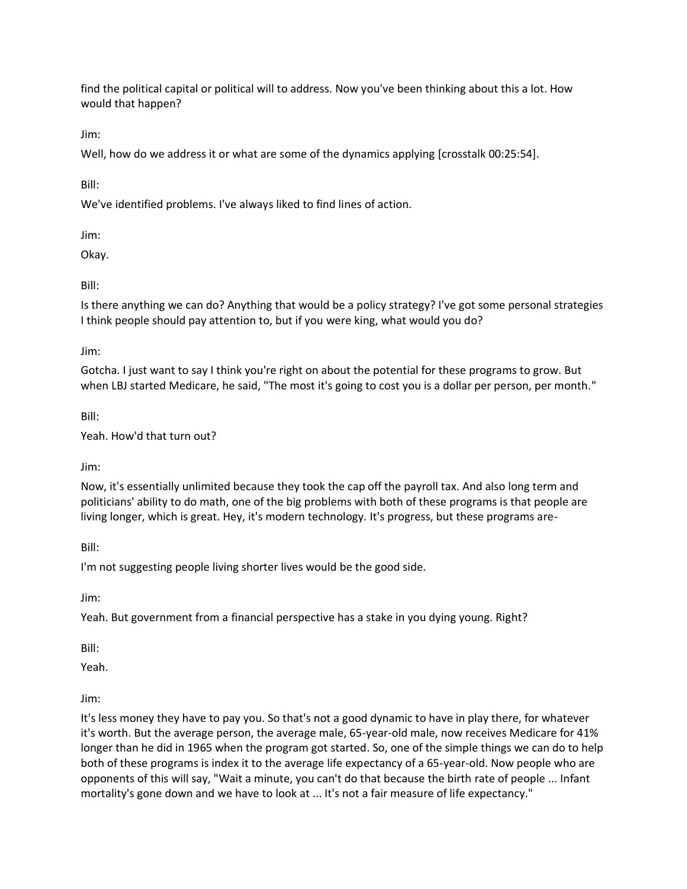find the political capital or political will to address. Now you've been thinking about this a lot. How would that happen?

Jim:

Well, how do we address it or what are some of the dynamics applying [crosstalk 00:25:54].

Bill:

We've identified problems. I've always liked to find lines of action.

Jim:

Okay.

Bill:

Is there anything we can do? Anything that would be a policy strategy? I've got some personal strategies I think people should pay attention to, but if you were king, what would you do?

Jim:

Gotcha. I just want to say I think you're right on about the potential for these programs to grow. But when LBJ started Medicare, he said, "The most it's going to cost you is a dollar per person, per month."

Bill:

Yeah. How'd that turn out?

Jim:

Now, it's essentially unlimited because they took the cap off the payroll tax. And also long term and politicians' ability to do math, one of the big problems with both of these programs is that people are living longer, which is great. Hey, it's modern technology. It's progress, but these programs are-

Bill:

I'm not suggesting people living shorter lives would be the good side.

Jim:

Yeah. But government from a financial perspective has a stake in you dying young. Right?

Bill:

Yeah.

Jim:

It's less money they have to pay you. So that's not a good dynamic to have in play there, for whatever it's worth. But the average person, the average male, 65-year-old male, now receives Medicare for 41% longer than he did in 1965 when the program got started. So, one of the simple things we can do to help both of these programs is index it to the average life expectancy of a 65-year-old. Now people who are opponents of this will say, "Wait a minute, you can't do that because the birth rate of people ... Infant mortality's gone down and we have to look at ... It's not a fair measure of life expectancy."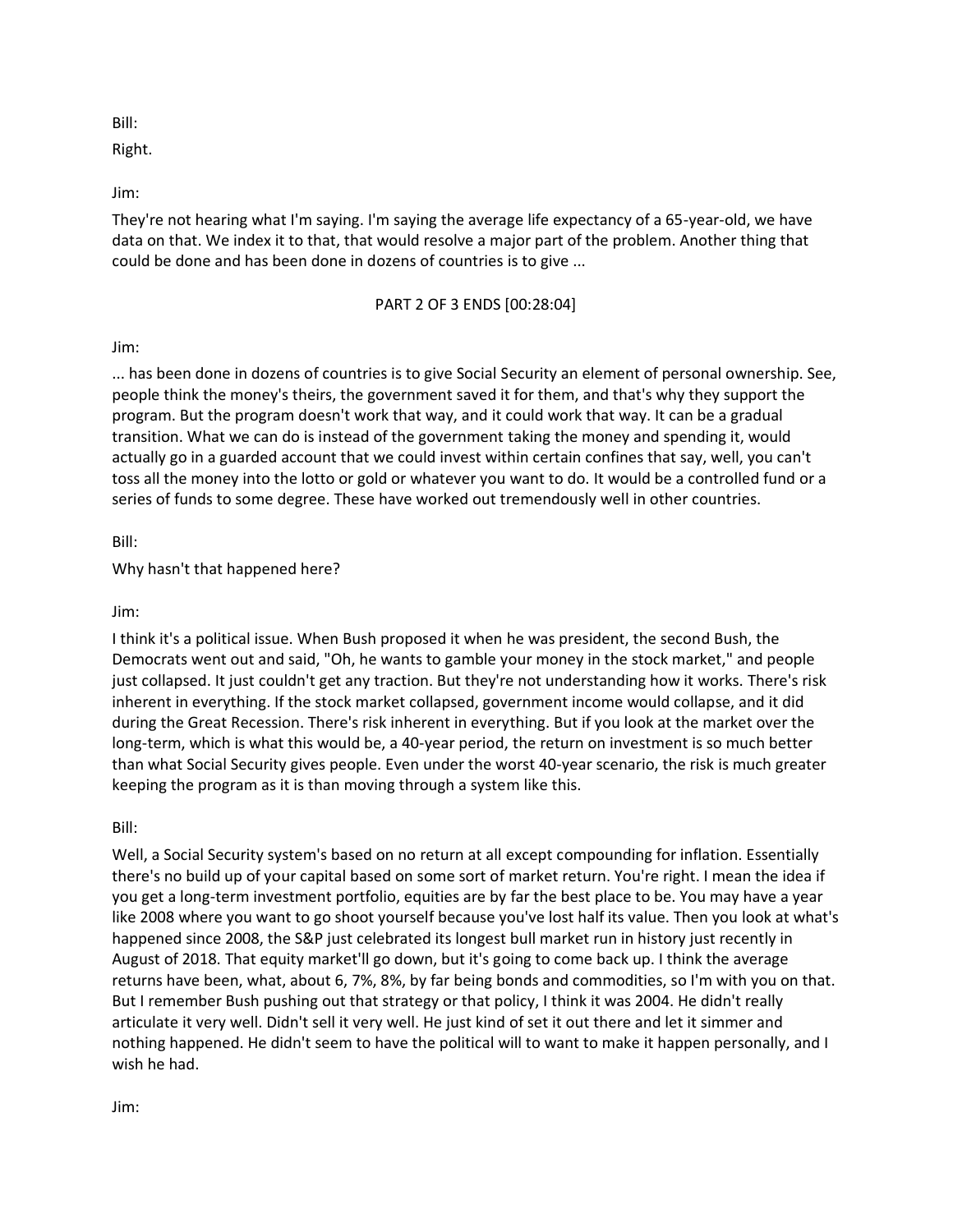Bill:

Right.

Jim:

They're not hearing what I'm saying. I'm saying the average life expectancy of a 65-year-old, we have data on that. We index it to that, that would resolve a major part of the problem. Another thing that could be done and has been done in dozens of countries is to give ...

PART 2 OF 3 ENDS [00:28:04]

Jim:

... has been done in dozens of countries is to give Social Security an element of personal ownership. See, people think the money's theirs, the government saved it for them, and that's why they support the program. But the program doesn't work that way, and it could work that way. It can be a gradual transition. What we can do is instead of the government taking the money and spending it, would actually go in a guarded account that we could invest within certain confines that say, well, you can't toss all the money into the lotto or gold or whatever you want to do. It would be a controlled fund or a series of funds to some degree. These have worked out tremendously well in other countries.

Bill:

Why hasn't that happened here?

Jim:

I think it's a political issue. When Bush proposed it when he was president, the second Bush, the Democrats went out and said, "Oh, he wants to gamble your money in the stock market," and people just collapsed. It just couldn't get any traction. But they're not understanding how it works. There's risk inherent in everything. If the stock market collapsed, government income would collapse, and it did during the Great Recession. There's risk inherent in everything. But if you look at the market over the long-term, which is what this would be, a 40-year period, the return on investment is so much better than what Social Security gives people. Even under the worst 40-year scenario, the risk is much greater keeping the program as it is than moving through a system like this.

Bill:

Well, a Social Security system's based on no return at all except compounding for inflation. Essentially there's no build up of your capital based on some sort of market return. You're right. I mean the idea if you get a long-term investment portfolio, equities are by far the best place to be. You may have a year like 2008 where you want to go shoot yourself because you've lost half its value. Then you look at what's happened since 2008, the S&P just celebrated its longest bull market run in history just recently in August of 2018. That equity market'll go down, but it's going to come back up. I think the average returns have been, what, about 6, 7%, 8%, by far being bonds and commodities, so I'm with you on that. But I remember Bush pushing out that strategy or that policy, I think it was 2004. He didn't really articulate it very well. Didn't sell it very well. He just kind of set it out there and let it simmer and nothing happened. He didn't seem to have the political will to want to make it happen personally, and I wish he had.

Jim: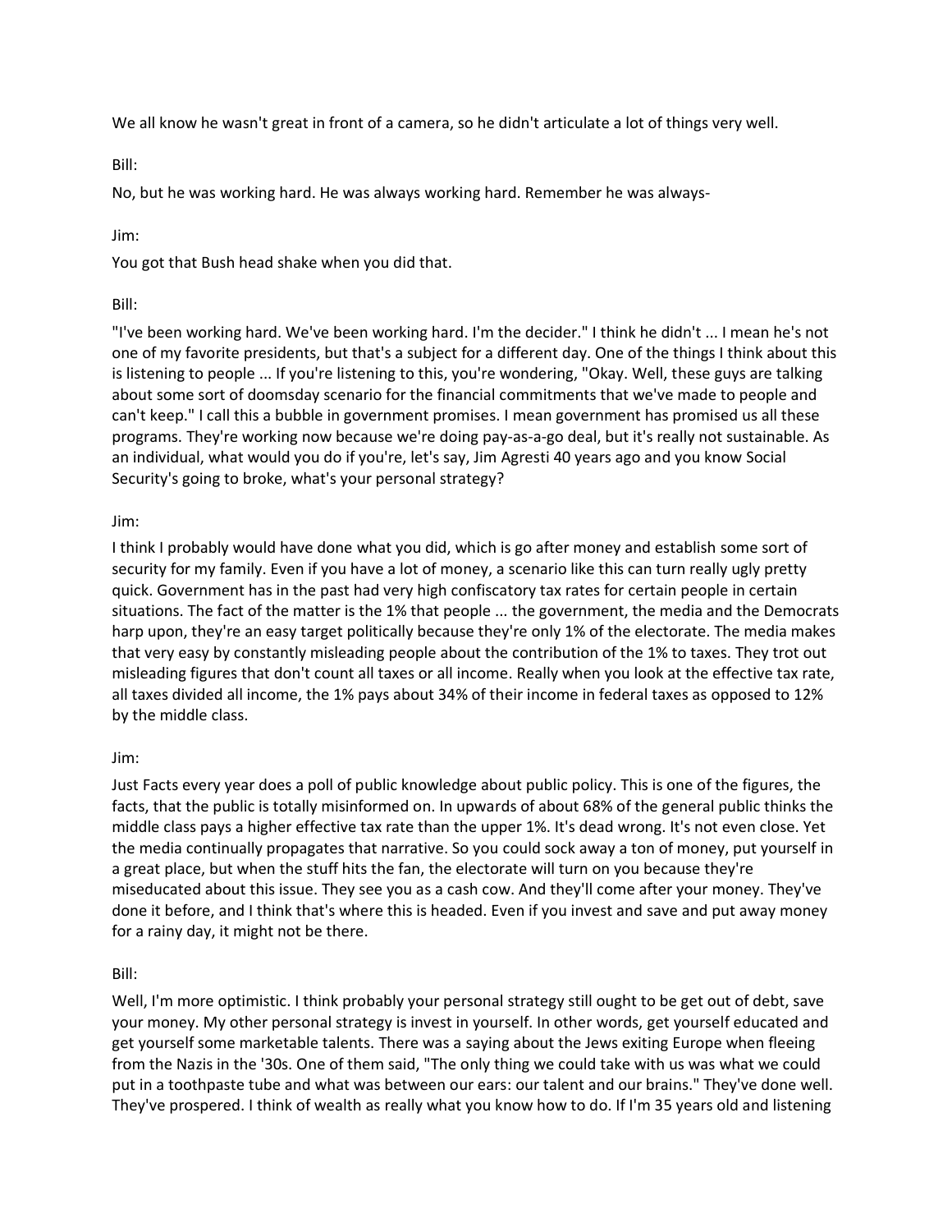We all know he wasn't great in front of a camera, so he didn't articulate a lot of things very well.

Bill:

No, but he was working hard. He was always working hard. Remember he was always-

Jim:

You got that Bush head shake when you did that.

Bill:

"I've been working hard. We've been working hard. I'm the decider." I think he didn't ... I mean he's not one of my favorite presidents, but that's a subject for a different day. One of the things I think about this is listening to people ... If you're listening to this, you're wondering, "Okay. Well, these guys are talking about some sort of doomsday scenario for the financial commitments that we've made to people and can't keep." I call this a bubble in government promises. I mean government has promised us all these programs. They're working now because we're doing pay-as-a-go deal, but it's really not sustainable. As an individual, what would you do if you're, let's say, Jim Agresti 40 years ago and you know Social Security's going to broke, what's your personal strategy?

Jim:

I think I probably would have done what you did, which is go after money and establish some sort of security for my family. Even if you have a lot of money, a scenario like this can turn really ugly pretty quick. Government has in the past had very high confiscatory tax rates for certain people in certain situations. The fact of the matter is the 1% that people ... the government, the media and the Democrats harp upon, they're an easy target politically because they're only 1% of the electorate. The media makes that very easy by constantly misleading people about the contribution of the 1% to taxes. They trot out misleading figures that don't count all taxes or all income. Really when you look at the effective tax rate, all taxes divided all income, the 1% pays about 34% of their income in federal taxes as opposed to 12% by the middle class.

Jim:

Just Facts every year does a poll of public knowledge about public policy. This is one of the figures, the facts, that the public is totally misinformed on. In upwards of about 68% of the general public thinks the middle class pays a higher effective tax rate than the upper 1%. It's dead wrong. It's not even close. Yet the media continually propagates that narrative. So you could sock away a ton of money, put yourself in a great place, but when the stuff hits the fan, the electorate will turn on you because they're miseducated about this issue. They see you as a cash cow. And they'll come after your money. They've done it before, and I think that's where this is headed. Even if you invest and save and put away money for a rainy day, it might not be there.

Bill:

Well, I'm more optimistic. I think probably your personal strategy still ought to be get out of debt, save your money. My other personal strategy is invest in yourself. In other words, get yourself educated and get yourself some marketable talents. There was a saying about the Jews exiting Europe when fleeing from the Nazis in the '30s. One of them said, "The only thing we could take with us was what we could put in a toothpaste tube and what was between our ears: our talent and our brains." They've done well. They've prospered. I think of wealth as really what you know how to do. If I'm 35 years old and listening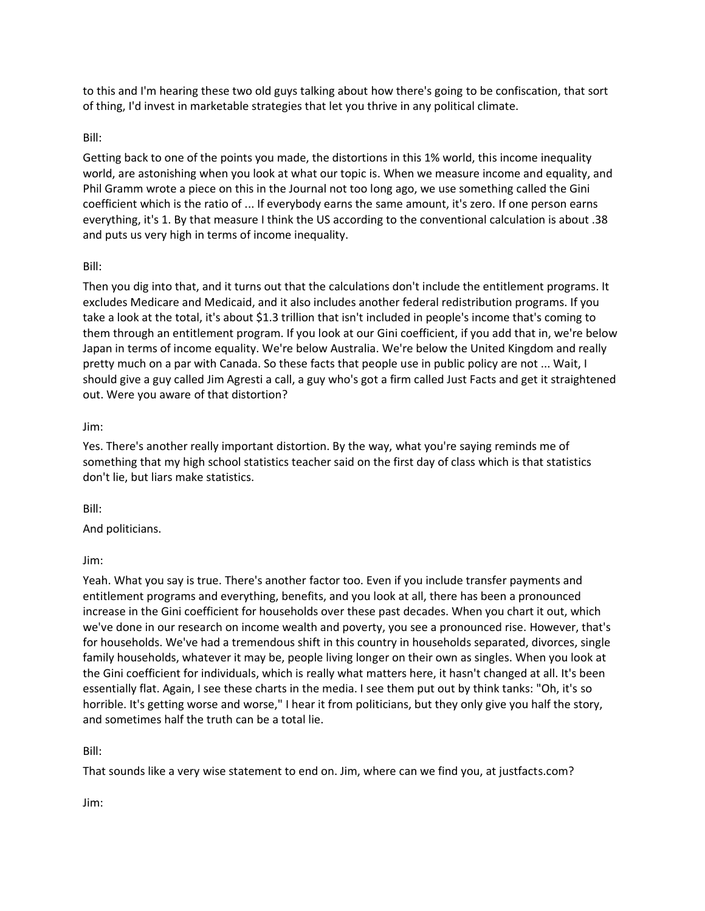to this and I'm hearing these two old guys talking about how there's going to be confiscation, that sort of thing, I'd invest in marketable strategies that let you thrive in any political climate.

Bill:

Getting back to one of the points you made, the distortions in this 1% world, this income inequality world, are astonishing when you look at what our topic is. When we measure income and equality, and Phil Gramm wrote a piece on this in the Journal not too long ago, we use something called the Gini coefficient which is the ratio of ... If everybody earns the same amount, it's zero. If one person earns everything, it's 1. By that measure I think the US according to the conventional calculation is about .38 and puts us very high in terms of income inequality.

Bill:

Then you dig into that, and it turns out that the calculations don't include the entitlement programs. It excludes Medicare and Medicaid, and it also includes another federal redistribution programs. If you take a look at the total, it's about $1.3 trillion that isn't included in people's income that's coming to them through an entitlement program. If you look at our Gini coefficient, if you add that in, we're below Japan in terms of income equality. We're below Australia. We're below the United Kingdom and really pretty much on a par with Canada. So these facts that people use in public policy are not ... Wait, I should give a guy called Jim Agresti a call, a guy who's got a firm called Just Facts and get it straightened out. Were you aware of that distortion?

Jim:

Yes. There's another really important distortion. By the way, what you're saying reminds me of something that my high school statistics teacher said on the first day of class which is that statistics don't lie, but liars make statistics.

Bill:

And politicians.

Jim:

Yeah. What you say is true. There's another factor too. Even if you include transfer payments and entitlement programs and everything, benefits, and you look at all, there has been a pronounced increase in the Gini coefficient for households over these past decades. When you chart it out, which we've done in our research on income wealth and poverty, you see a pronounced rise. However, that's for households. We've had a tremendous shift in this country in households separated, divorces, single family households, whatever it may be, people living longer on their own as singles. When you look at the Gini coefficient for individuals, which is really what matters here, it hasn't changed at all. It's been essentially flat. Again, I see these charts in the media. I see them put out by think tanks: "Oh, it's so horrible. It's getting worse and worse," I hear it from politicians, but they only give you half the story, and sometimes half the truth can be a total lie.

Bill:

That sounds like a very wise statement to end on. Jim, where can we find you, at justfacts.com?

Jim: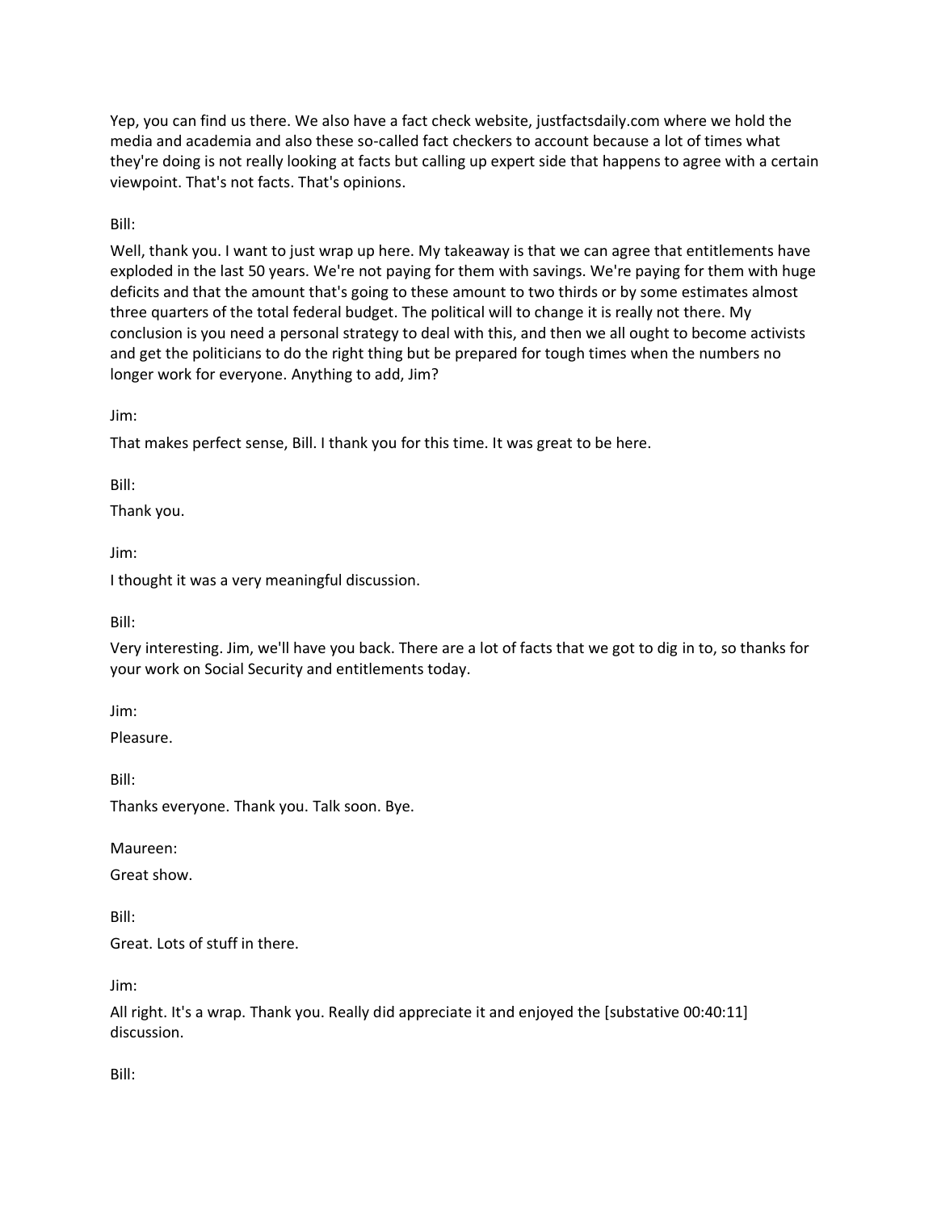Yep, you can find us there. We also have a fact check website, justfactsdaily.com where we hold the media and academia and also these so-called fact checkers to account because a lot of times what they're doing is not really looking at facts but calling up expert side that happens to agree with a certain viewpoint. That's not facts. That's opinions.

Bill:

Well, thank you. I want to just wrap up here. My takeaway is that we can agree that entitlements have exploded in the last 50 years. We're not paying for them with savings. We're paying for them with huge deficits and that the amount that's going to these amount to two thirds or by some estimates almost three quarters of the total federal budget. The political will to change it is really not there. My conclusion is you need a personal strategy to deal with this, and then we all ought to become activists and get the politicians to do the right thing but be prepared for tough times when the numbers no longer work for everyone. Anything to add, Jim?

Jim:

That makes perfect sense, Bill. I thank you for this time. It was great to be here.

Bill:

Thank you.

Jim:

I thought it was a very meaningful discussion.

Bill:

Very interesting. Jim, we'll have you back. There are a lot of facts that we got to dig in to, so thanks for your work on Social Security and entitlements today.

Jim:

Pleasure.

Bill:

Thanks everyone. Thank you. Talk soon. Bye.

Maureen:

Great show.

Bill:

Great. Lots of stuff in there.

Jim:

All right. It's a wrap. Thank you. Really did appreciate it and enjoyed the [substative 00:40:11] discussion.

Bill: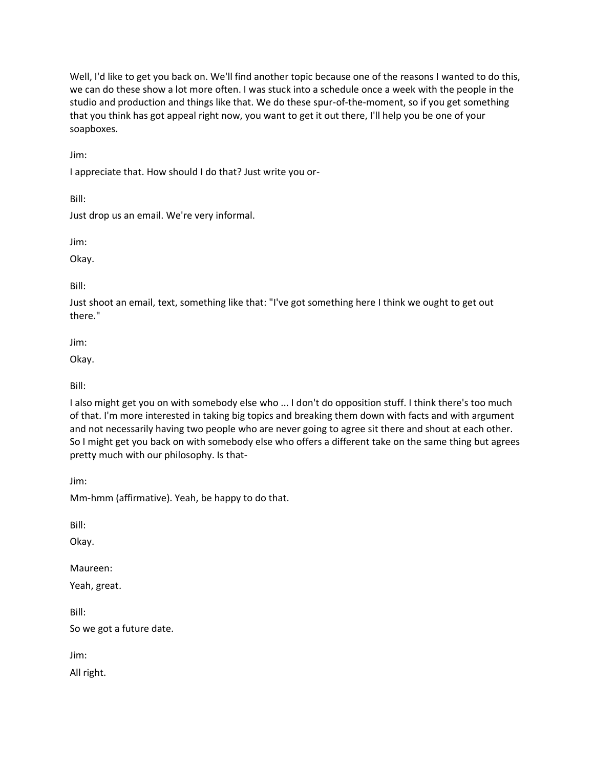Well, I'd like to get you back on. We'll find another topic because one of the reasons I wanted to do this, we can do these show a lot more often. I was stuck into a schedule once a week with the people in the studio and production and things like that. We do these spur-of-the-moment, so if you get something that you think has got appeal right now, you want to get it out there, I'll help you be one of your soapboxes.

Jim:

I appreciate that. How should I do that? Just write you or-

Bill:

Just drop us an email. We're very informal.

Jim:

Okay.

Bill:

Just shoot an email, text, something like that: "I've got something here I think we ought to get out there."

Jim:

Okay.

Bill:

I also might get you on with somebody else who ... I don't do opposition stuff. I think there's too much of that. I'm more interested in taking big topics and breaking them down with facts and with argument and not necessarily having two people who are never going to agree sit there and shout at each other. So I might get you back on with somebody else who offers a different take on the same thing but agrees pretty much with our philosophy. Is that-

Jim:

Mm-hmm (affirmative). Yeah, be happy to do that.

Bill:

Okay.

Maureen:

Yeah, great.

Bill:

So we got a future date.

Jim:

All right.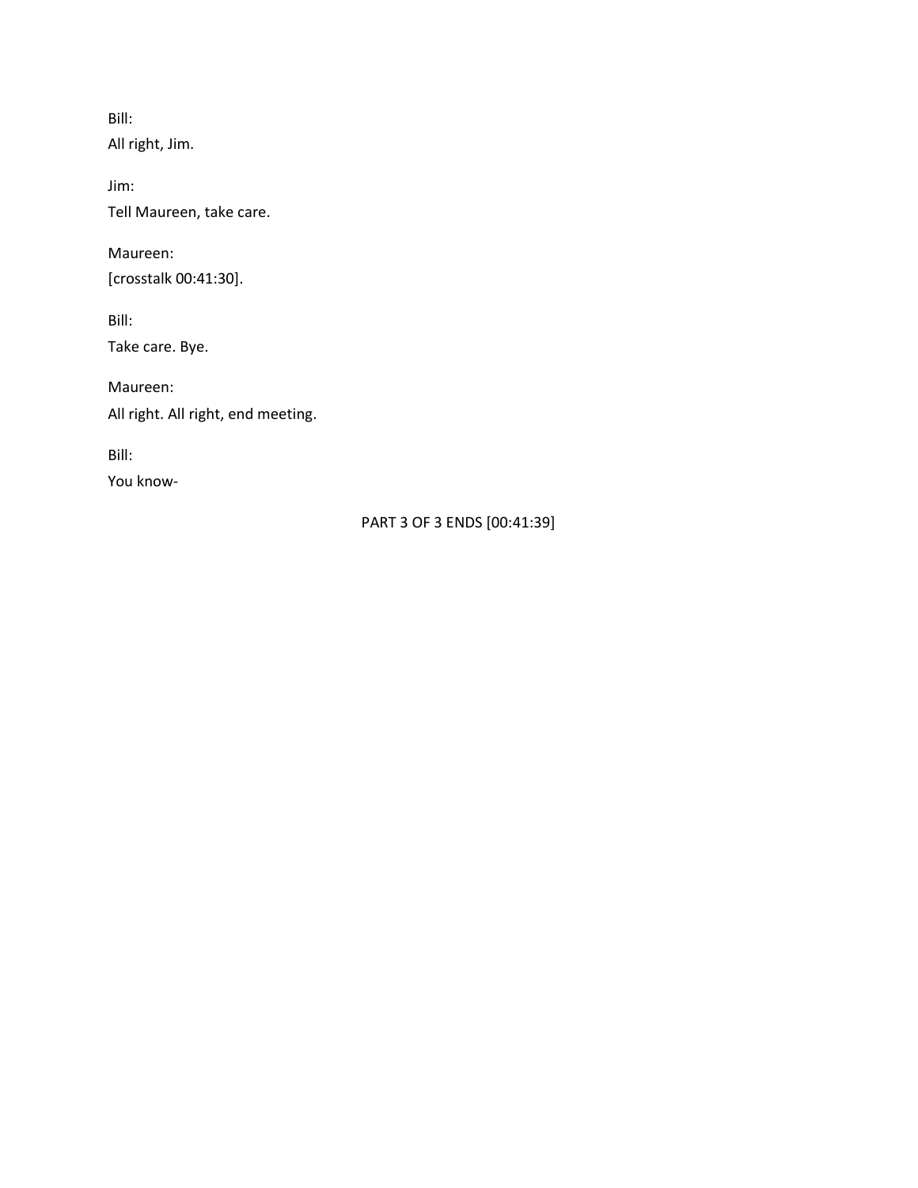Bill:
All right, Jim.

Jim:
Tell Maureen, take care.

Maureen:
[crosstalk 00:41:30].

Bill:
Take care. Bye.

Maureen:
All right. All right, end meeting.

Bill:
You know-

PART 3 OF 3 ENDS [00:41:39]